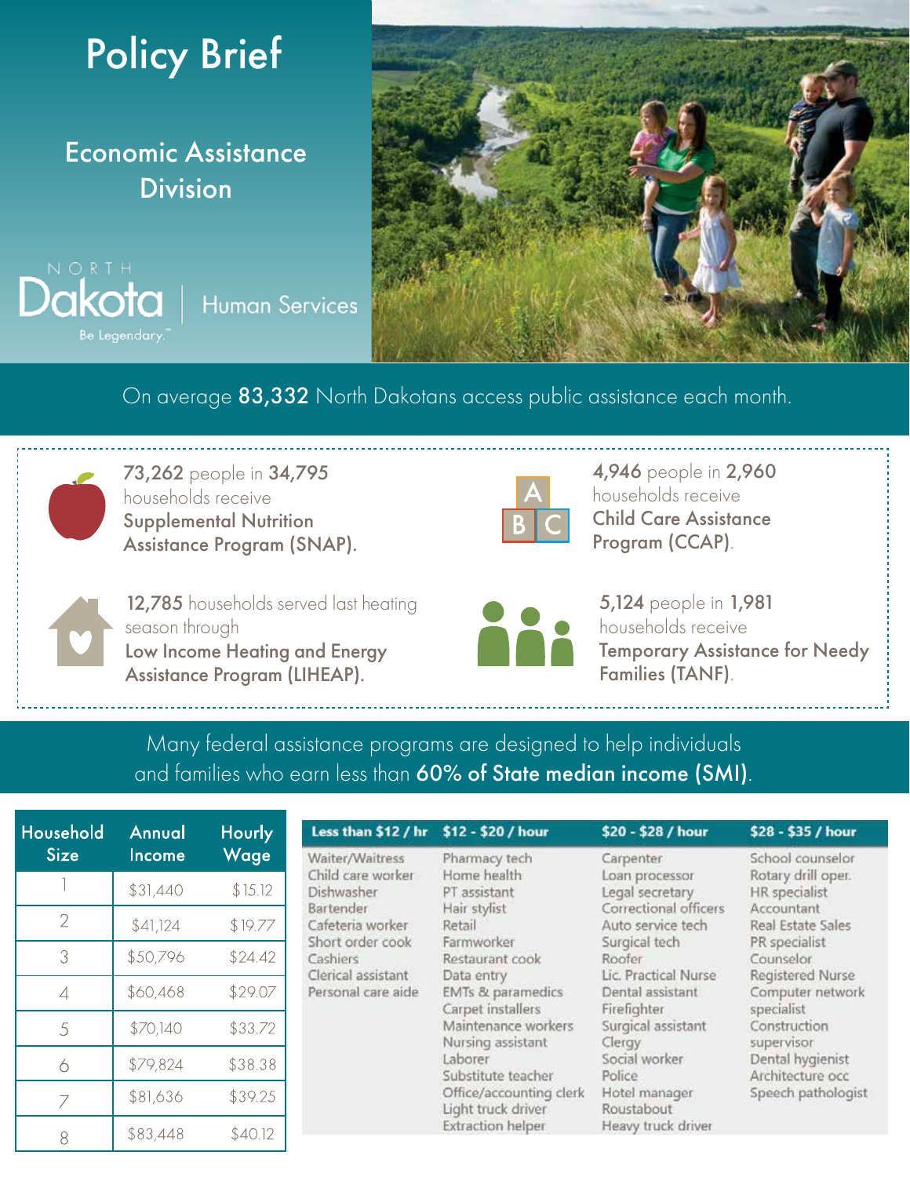# Policy Brief

## Economic Assistance Division

North Dakota | Human Services
Be Legendary.™

On average **83,332** North Dakotans access public assistance each month.

**73,262** people in **34,795** households receive **Supplemental Nutrition Assistance Program (SNAP).**

**4,946** people in **2,960** households receive **Child Care Assistance Program (CCAP)**.

**12,785** households served last heating season through **Low Income Heating and Energy Assistance Program (LIHEAP).**

**5,124** people in **1,981** households receive **Temporary Assistance for Needy Families (TANF)**.

Many federal assistance programs are designed to help individuals and families who earn less than **60% of State median income (SMI)**.

| Household Size | Annual Income | Hourly Wage |
|---|---|---|
| 1 | $31,440 | $15.12 |
| 2 | $41,124 | $19.77 |
| 3 | $50,796 | $24.42 |
| 4 | $60,468 | $29.07 |
| 5 | $70,140 | $33.72 |
| 6 | $79,824 | $38.38 |
| 7 | $81,636 | $39.25 |
| 8 | $83,448 | $40.12 |

| Less than $12 / hr | $12 - $20 / hour | $20 - $28 / hour | $28 - $35 / hour |
|---|---|---|---|
| Waiter/Waitress | Pharmacy tech | Carpenter | School counselor |
| Child care worker | Home health | Loan processor | Rotary drill oper. |
| Dishwasher | PT assistant | Legal secretary | HR specialist |
| Bartender | Hair stylist | Correctional officers | Accountant |
| Cafeteria worker | Retail | Auto service tech | Real Estate Sales |
| Short order cook | Farmworker | Surgical tech | PR specialist |
| Cashiers | Restaurant cook | Roofer | Counselor |
| Clerical assistant | Data entry | Lic. Practical Nurse | Registered Nurse |
| Personal care aide | EMTs & paramedics | Dental assistant | Computer network specialist |
| | Carpet installers | Firefighter | Construction supervisor |
| | Maintenance workers | Surgical assistant | Dental hygienist |
| | Nursing assistant | Clergy | Architecture occ |
| | Laborer | Social worker | Speech pathologist |
| | Substitute teacher | Police | |
| | Office/accounting clerk | Hotel manager | |
| | Light truck driver | Roustabout | |
| | Extraction helper | Heavy truck driver | |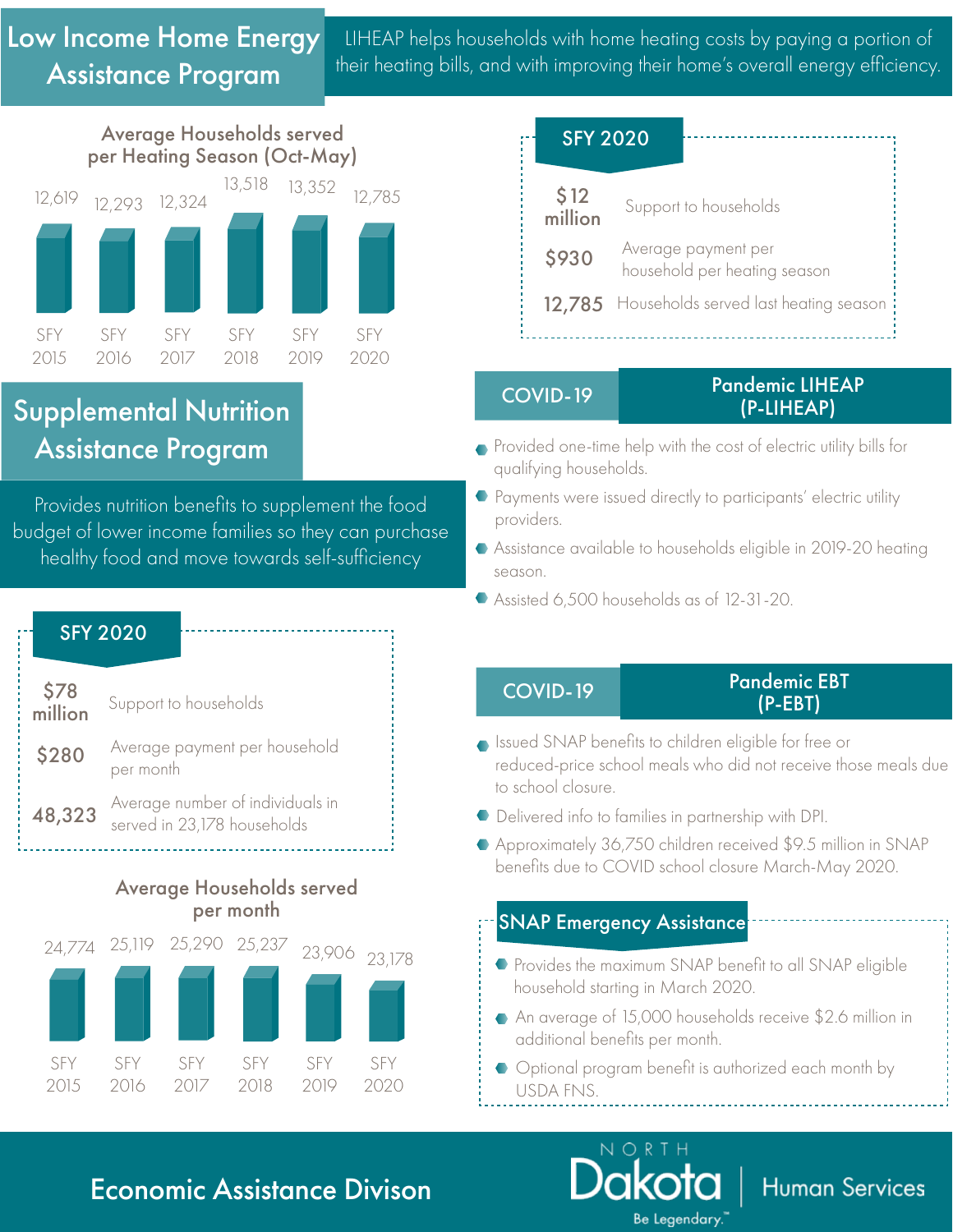# Low Income Home Energy Assistance Program

LIHEAP helps households with home heating costs by paying a portion of their heating bills, and with improving their home's overall energy efficiency.

### Average Households served per Heating Season (Oct-May)

| SFY 2015 | SFY 2016 | SFY 2017 | SFY 2018 | SFY 2019 | SFY 2020 |
|---|---|---|---|---|---|
| 12,619 | 12,293 | 12,324 | 13,518 | 13,352 | 12,785 |

### SFY 2020

- **$12 million** Support to households
- **$930** Average payment per household per heating season
- **12,785** Households served last heating season

### COVID-19 — Pandemic LIHEAP (P-LIHEAP)

- Provided one-time help with the cost of electric utility bills for qualifying households.
- Payments were issued directly to participants' electric utility providers.
- Assistance available to households eligible in 2019-20 heating season.
- Assisted 6,500 households as of 12-31-20.

# Supplemental Nutrition Assistance Program

Provides nutrition benefits to supplement the food budget of lower income families so they can purchase healthy food and move towards self-sufficiency

### SFY 2020

- **$78 million** Support to households
- **$280** Average payment per household per month
- **48,323** Average number of individuals in served in 23,178 households

### Average Households served per month

| SFY 2015 | SFY 2016 | SFY 2017 | SFY 2018 | SFY 2019 | SFY 2020 |
|---|---|---|---|---|---|
| 24,774 | 25,119 | 25,290 | 25,237 | 23,906 | 23,178 |

### COVID-19 — Pandemic EBT (P-EBT)

- Issued SNAP benefits to children eligible for free or reduced-price school meals who did not receive those meals due to school closure.
- Delivered info to families in partnership with DPI.
- Approximately 36,750 children received $9.5 million in SNAP benefits due to COVID school closure March-May 2020.

### SNAP Emergency Assistance

- Provides the maximum SNAP benefit to all SNAP eligible household starting in March 2020.
- An average of 15,000 households receive $2.6 million in additional benefits per month.
- Optional program benefit is authorized each month by USDA FNS.

**Economic Assistance Divison**

North Dakota | Human Services — Be Legendary.™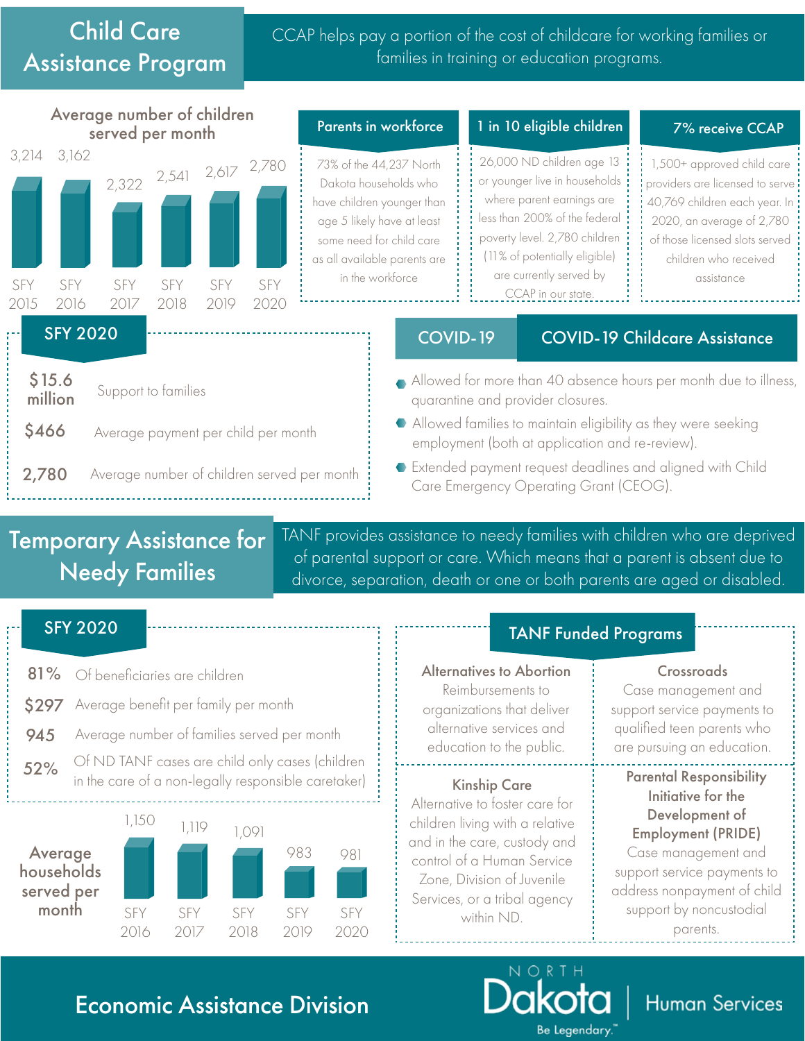# Child Care Assistance Program

CCAP helps pay a portion of the cost of childcare for working families or families in training or education programs.

### Average number of children served per month

3,214
3,162
2,322
2,541
2,617
2,780

SFY 2015
SFY 2016
SFY 2017
SFY 2018
SFY 2019
SFY 2020

### Parents in workforce

73% of the 44,237 North Dakota households who have children younger than age 5 likely have at least some need for child care as all available parents are in the workforce

### 1 in 10 eligible children

26,000 ND children age 13 or younger live in households where parent earnings are less than 200% of the federal poverty level. 2,780 children (11% of potentially eligible) are currently served by CCAP in our state.

### 7% receive CCAP

1,500+ approved child care providers are licensed to serve 40,769 children each year. In 2020, an average of 2,780 of those licensed slots served children who received assistance

### SFY 2020

| | |
|---|---|
| **$15.6 million** | Support to families |
| **$466** | Average payment per child per month |
| **2,780** | Average number of children served per month |

### COVID-19 | COVID-19 Childcare Assistance

- Allowed for more than 40 absence hours per month due to illness, quarantine and provider closures.
- Allowed families to maintain eligibility as they were seeking employment (both at application and re-review).
- Extended payment request deadlines and aligned with Child Care Emergency Operating Grant (CEOG).

# Temporary Assistance for Needy Families

TANF provides assistance to needy families with children who are deprived of parental support or care. Which means that a parent is absent due to divorce, separation, death or one or both parents are aged or disabled.

### SFY 2020

| | |
|---|---|
| **81%** | Of beneficiaries are children |
| **$297** | Average benefit per family per month |
| **945** | Average number of families served per month |
| **52%** | Of ND TANF cases are child only cases (children in the care of a non-legally responsible caretaker) |

### Average households served per month

1,150
1,119
1,091
983
981

SFY 2016
SFY 2017
SFY 2018
SFY 2019
SFY 2020

### TANF Funded Programs

**Alternatives to Abortion**
Reimbursements to organizations that deliver alternative services and education to the public.

**Crossroads**
Case management and support service payments to qualified teen parents who are pursuing an education.

**Kinship Care**
Alternative to foster care for children living with a relative and in the care, custody and control of a Human Service Zone, Division of Juvenile Services, or a tribal agency within ND.

**Parental Responsibility Initiative for the Development of Employment (PRIDE)**
Case management and support service payments to address nonpayment of child support by noncustodial parents.

**Economic Assistance Division**

North Dakota | Human Services
Be Legendary.™